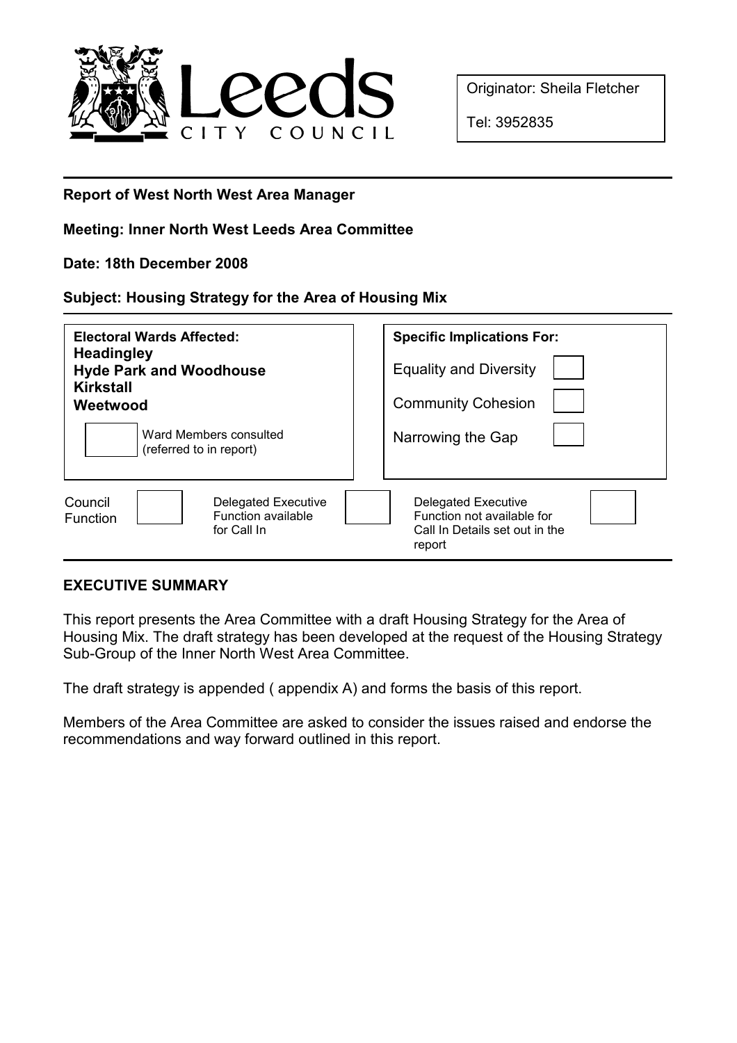Originator: Sheila Fletcher

Tel: 3952835

**Report of West North West Area Manager**

**Meeting: Inner North West Leeds Area Committee**

**Date: 18th December 2008**

**Subject: Housing Strategy for the Area of Housing Mix**

| **Electoral Wards Affected:** | **Specific Implications For:** | |
|---|---|---|
| **Headingley** | Equality and Diversity | ☐ |
| **Hyde Park and Woodhouse** | Community Cohesion | ☐ |
| **Kirkstall** | Narrowing the Gap | ☐ |
| **Weetwood** | | |
| ☐ Ward Members consulted (referred to in report) | | |

| Council Function | ☐ | Delegated Executive Function available for Call In | ☐ | Delegated Executive Function not available for Call In Details set out in the report | ☐ |
|---|---|---|---|---|---|

## EXECUTIVE SUMMARY

This report presents the Area Committee with a draft Housing Strategy for the Area of Housing Mix. The draft strategy has been developed at the request of the Housing Strategy Sub-Group of the Inner North West Area Committee.

The draft strategy is appended ( appendix A) and forms the basis of this report.

Members of the Area Committee are asked to consider the issues raised and endorse the recommendations and way forward outlined in this report.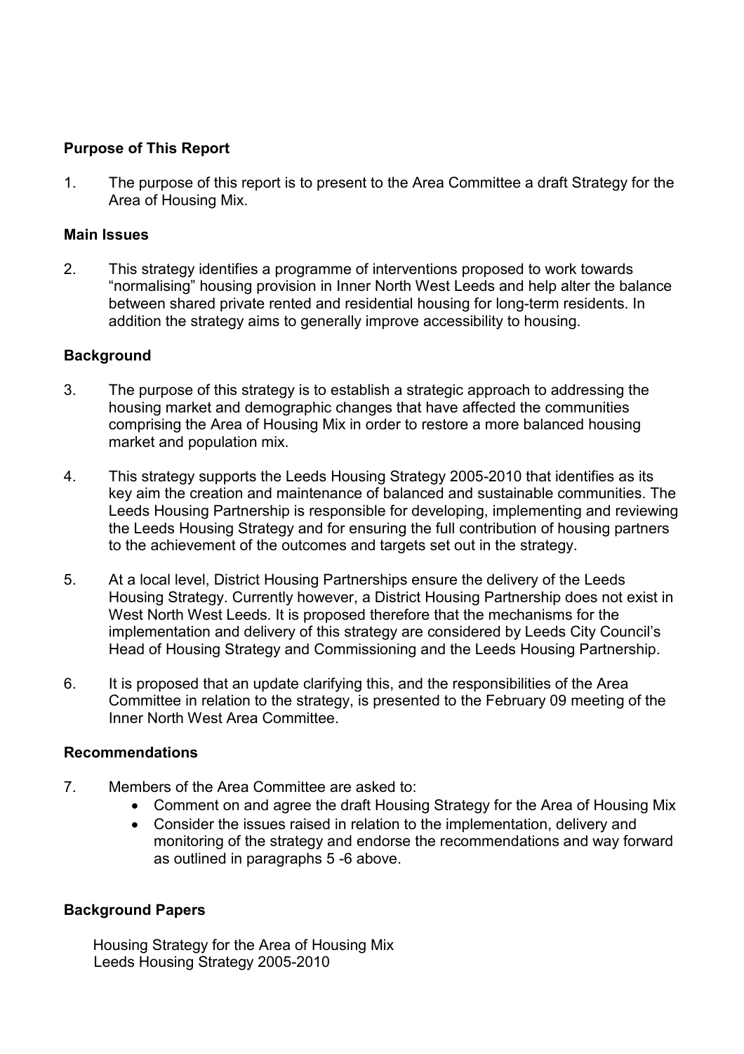**Purpose of This Report**

1. The purpose of this report is to present to the Area Committee a draft Strategy for the Area of Housing Mix.

**Main Issues**

2. This strategy identifies a programme of interventions proposed to work towards "normalising" housing provision in Inner North West Leeds and help alter the balance between shared private rented and residential housing for long-term residents. In addition the strategy aims to generally improve accessibility to housing.

**Background**

3. The purpose of this strategy is to establish a strategic approach to addressing the housing market and demographic changes that have affected the communities comprising the Area of Housing Mix in order to restore a more balanced housing market and population mix.

4. This strategy supports the Leeds Housing Strategy 2005-2010 that identifies as its key aim the creation and maintenance of balanced and sustainable communities. The Leeds Housing Partnership is responsible for developing, implementing and reviewing the Leeds Housing Strategy and for ensuring the full contribution of housing partners to the achievement of the outcomes and targets set out in the strategy.

5. At a local level, District Housing Partnerships ensure the delivery of the Leeds Housing Strategy. Currently however, a District Housing Partnership does not exist in West North West Leeds. It is proposed therefore that the mechanisms for the implementation and delivery of this strategy are considered by Leeds City Council's Head of Housing Strategy and Commissioning and the Leeds Housing Partnership.

6. It is proposed that an update clarifying this, and the responsibilities of the Area Committee in relation to the strategy, is presented to the February 09 meeting of the Inner North West Area Committee.

**Recommendations**

7. Members of the Area Committee are asked to:
   - Comment on and agree the draft Housing Strategy for the Area of Housing Mix
   - Consider the issues raised in relation to the implementation, delivery and monitoring of the strategy and endorse the recommendations and way forward as outlined in paragraphs 5 -6 above.

**Background Papers**

Housing Strategy for the Area of Housing Mix
Leeds Housing Strategy 2005-2010